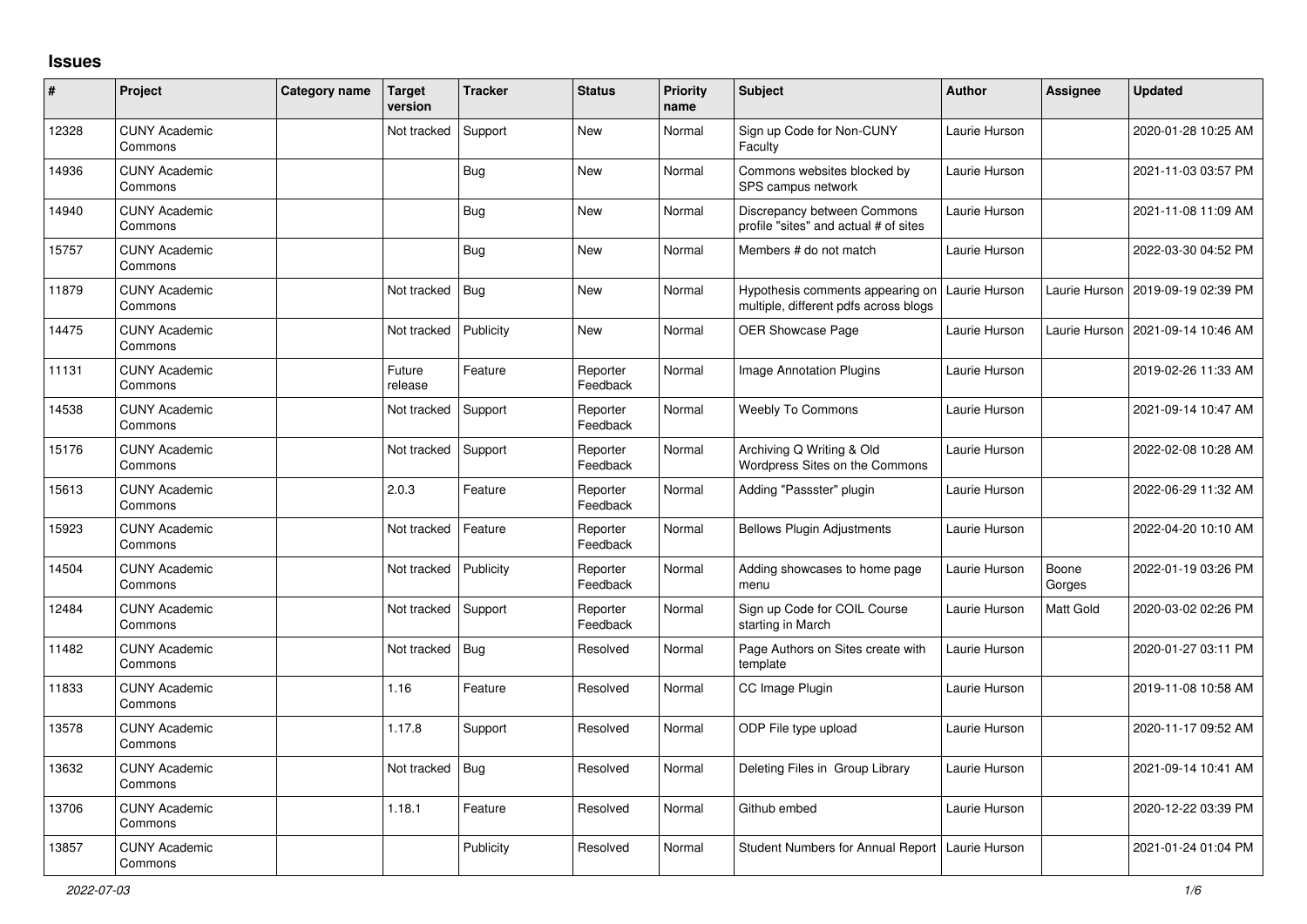# Issues

| # | Project | Category name | Target version | Tracker | Status | Priority name | Subject | Author | Assignee | Updated |
|---|---|---|---|---|---|---|---|---|---|---|
| 12328 | CUNY Academic Commons | | Not tracked | Support | New | Normal | Sign up Code for Non-CUNY Faculty | Laurie Hurson | | 2020-01-28 10:25 AM |
| 14936 | CUNY Academic Commons | | | Bug | New | Normal | Commons websites blocked by SPS campus network | Laurie Hurson | | 2021-11-03 03:57 PM |
| 14940 | CUNY Academic Commons | | | Bug | New | Normal | Discrepancy between Commons profile "sites" and actual # of sites | Laurie Hurson | | 2021-11-08 11:09 AM |
| 15757 | CUNY Academic Commons | | | Bug | New | Normal | Members # do not match | Laurie Hurson | | 2022-03-30 04:52 PM |
| 11879 | CUNY Academic Commons | | Not tracked | Bug | New | Normal | Hypothesis comments appearing on multiple, different pdfs across blogs | Laurie Hurson | Laurie Hurson | 2019-09-19 02:39 PM |
| 14475 | CUNY Academic Commons | | Not tracked | Publicity | New | Normal | OER Showcase Page | Laurie Hurson | Laurie Hurson | 2021-09-14 10:46 AM |
| 11131 | CUNY Academic Commons | | Future release | Feature | Reporter Feedback | Normal | Image Annotation Plugins | Laurie Hurson | | 2019-02-26 11:33 AM |
| 14538 | CUNY Academic Commons | | Not tracked | Support | Reporter Feedback | Normal | Weebly To Commons | Laurie Hurson | | 2021-09-14 10:47 AM |
| 15176 | CUNY Academic Commons | | Not tracked | Support | Reporter Feedback | Normal | Archiving Q Writing & Old Wordpress Sites on the Commons | Laurie Hurson | | 2022-02-08 10:28 AM |
| 15613 | CUNY Academic Commons | | 2.0.3 | Feature | Reporter Feedback | Normal | Adding "Passster" plugin | Laurie Hurson | | 2022-06-29 11:32 AM |
| 15923 | CUNY Academic Commons | | Not tracked | Feature | Reporter Feedback | Normal | Bellows Plugin Adjustments | Laurie Hurson | | 2022-04-20 10:10 AM |
| 14504 | CUNY Academic Commons | | Not tracked | Publicity | Reporter Feedback | Normal | Adding showcases to home page menu | Laurie Hurson | Boone Gorges | 2022-01-19 03:26 PM |
| 12484 | CUNY Academic Commons | | Not tracked | Support | Reporter Feedback | Normal | Sign up Code for COIL Course starting in March | Laurie Hurson | Matt Gold | 2020-03-02 02:26 PM |
| 11482 | CUNY Academic Commons | | Not tracked | Bug | Resolved | Normal | Page Authors on Sites create with template | Laurie Hurson | | 2020-01-27 03:11 PM |
| 11833 | CUNY Academic Commons | | 1.16 | Feature | Resolved | Normal | CC Image Plugin | Laurie Hurson | | 2019-11-08 10:58 AM |
| 13578 | CUNY Academic Commons | | 1.17.8 | Support | Resolved | Normal | ODP File type upload | Laurie Hurson | | 2020-11-17 09:52 AM |
| 13632 | CUNY Academic Commons | | Not tracked | Bug | Resolved | Normal | Deleting Files in Group Library | Laurie Hurson | | 2021-09-14 10:41 AM |
| 13706 | CUNY Academic Commons | | 1.18.1 | Feature | Resolved | Normal | Github embed | Laurie Hurson | | 2020-12-22 03:39 PM |
| 13857 | CUNY Academic Commons | | | Publicity | Resolved | Normal | Student Numbers for Annual Report | Laurie Hurson | | 2021-01-24 01:04 PM |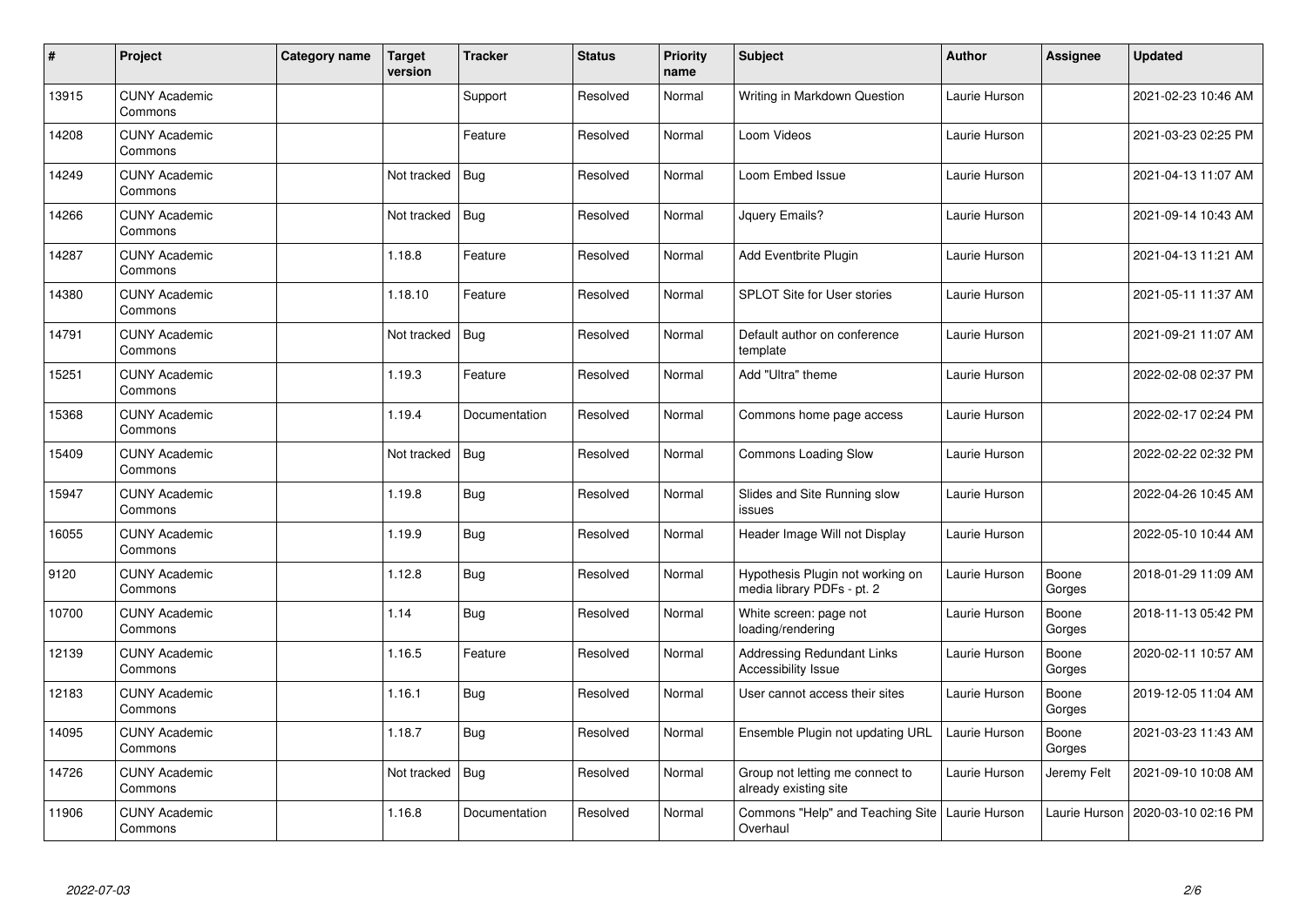| # | Project | Category name | Target version | Tracker | Status | Priority name | Subject | Author | Assignee | Updated |
|---|---|---|---|---|---|---|---|---|---|---|
| 13915 | CUNY Academic Commons | | | Support | Resolved | Normal | Writing in Markdown Question | Laurie Hurson | | 2021-02-23 10:46 AM |
| 14208 | CUNY Academic Commons | | | Feature | Resolved | Normal | Loom Videos | Laurie Hurson | | 2021-03-23 02:25 PM |
| 14249 | CUNY Academic Commons | | Not tracked | Bug | Resolved | Normal | Loom Embed Issue | Laurie Hurson | | 2021-04-13 11:07 AM |
| 14266 | CUNY Academic Commons | | Not tracked | Bug | Resolved | Normal | Jquery Emails? | Laurie Hurson | | 2021-09-14 10:43 AM |
| 14287 | CUNY Academic Commons | | 1.18.8 | Feature | Resolved | Normal | Add Eventbrite Plugin | Laurie Hurson | | 2021-04-13 11:21 AM |
| 14380 | CUNY Academic Commons | | 1.18.10 | Feature | Resolved | Normal | SPLOT Site for User stories | Laurie Hurson | | 2021-05-11 11:37 AM |
| 14791 | CUNY Academic Commons | | Not tracked | Bug | Resolved | Normal | Default author on conference template | Laurie Hurson | | 2021-09-21 11:07 AM |
| 15251 | CUNY Academic Commons | | 1.19.3 | Feature | Resolved | Normal | Add "Ultra" theme | Laurie Hurson | | 2022-02-08 02:37 PM |
| 15368 | CUNY Academic Commons | | 1.19.4 | Documentation | Resolved | Normal | Commons home page access | Laurie Hurson | | 2022-02-17 02:24 PM |
| 15409 | CUNY Academic Commons | | Not tracked | Bug | Resolved | Normal | Commons Loading Slow | Laurie Hurson | | 2022-02-22 02:32 PM |
| 15947 | CUNY Academic Commons | | 1.19.8 | Bug | Resolved | Normal | Slides and Site Running slow issues | Laurie Hurson | | 2022-04-26 10:45 AM |
| 16055 | CUNY Academic Commons | | 1.19.9 | Bug | Resolved | Normal | Header Image Will not Display | Laurie Hurson | | 2022-05-10 10:44 AM |
| 9120 | CUNY Academic Commons | | 1.12.8 | Bug | Resolved | Normal | Hypothesis Plugin not working on media library PDFs - pt. 2 | Laurie Hurson | Boone Gorges | 2018-01-29 11:09 AM |
| 10700 | CUNY Academic Commons | | 1.14 | Bug | Resolved | Normal | White screen: page not loading/rendering | Laurie Hurson | Boone Gorges | 2018-11-13 05:42 PM |
| 12139 | CUNY Academic Commons | | 1.16.5 | Feature | Resolved | Normal | Addressing Redundant Links Accessibility Issue | Laurie Hurson | Boone Gorges | 2020-02-11 10:57 AM |
| 12183 | CUNY Academic Commons | | 1.16.1 | Bug | Resolved | Normal | User cannot access their sites | Laurie Hurson | Boone Gorges | 2019-12-05 11:04 AM |
| 14095 | CUNY Academic Commons | | 1.18.7 | Bug | Resolved | Normal | Ensemble Plugin not updating URL | Laurie Hurson | Boone Gorges | 2021-03-23 11:43 AM |
| 14726 | CUNY Academic Commons | | Not tracked | Bug | Resolved | Normal | Group not letting me connect to already existing site | Laurie Hurson | Jeremy Felt | 2021-09-10 10:08 AM |
| 11906 | CUNY Academic Commons | | 1.16.8 | Documentation | Resolved | Normal | Commons "Help" and Teaching Site Overhaul | Laurie Hurson | Laurie Hurson | 2020-03-10 02:16 PM |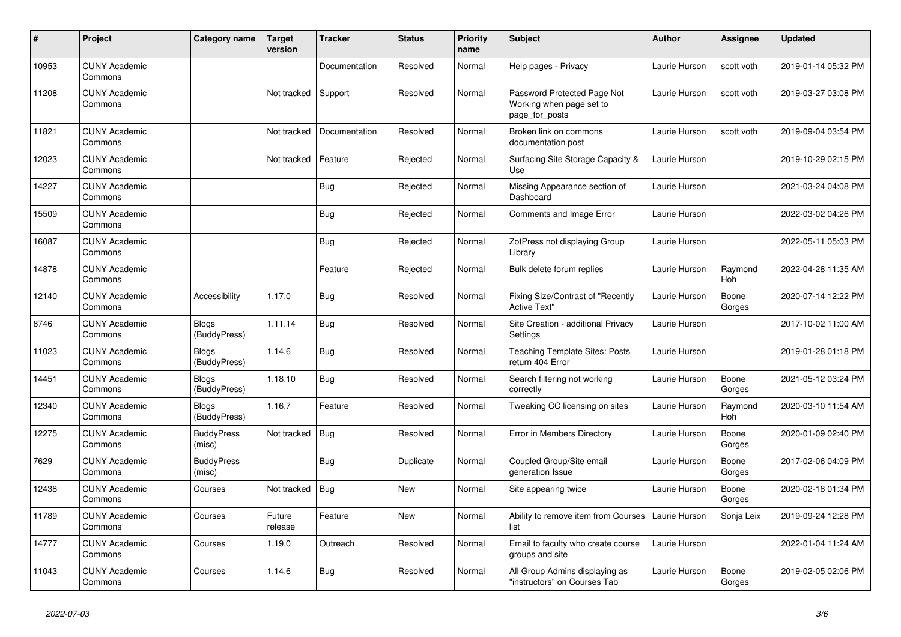| # | Project | Category name | Target version | Tracker | Status | Priority name | Subject | Author | Assignee | Updated |
|---|---|---|---|---|---|---|---|---|---|---|
| 10953 | CUNY Academic Commons | | | Documentation | Resolved | Normal | Help pages - Privacy | Laurie Hurson | scott voth | 2019-01-14 05:32 PM |
| 11208 | CUNY Academic Commons | | Not tracked | Support | Resolved | Normal | Password Protected Page Not Working when page set to page_for_posts | Laurie Hurson | scott voth | 2019-03-27 03:08 PM |
| 11821 | CUNY Academic Commons | | Not tracked | Documentation | Resolved | Normal | Broken link on commons documentation post | Laurie Hurson | scott voth | 2019-09-04 03:54 PM |
| 12023 | CUNY Academic Commons | | Not tracked | Feature | Rejected | Normal | Surfacing Site Storage Capacity & Use | Laurie Hurson | | 2019-10-29 02:15 PM |
| 14227 | CUNY Academic Commons | | | Bug | Rejected | Normal | Missing Appearance section of Dashboard | Laurie Hurson | | 2021-03-24 04:08 PM |
| 15509 | CUNY Academic Commons | | | Bug | Rejected | Normal | Comments and Image Error | Laurie Hurson | | 2022-03-02 04:26 PM |
| 16087 | CUNY Academic Commons | | | Bug | Rejected | Normal | ZotPress not displaying Group Library | Laurie Hurson | | 2022-05-11 05:03 PM |
| 14878 | CUNY Academic Commons | | | Feature | Rejected | Normal | Bulk delete forum replies | Laurie Hurson | Raymond Hoh | 2022-04-28 11:35 AM |
| 12140 | CUNY Academic Commons | Accessibility | 1.17.0 | Bug | Resolved | Normal | Fixing Size/Contrast of "Recently Active Text" | Laurie Hurson | Boone Gorges | 2020-07-14 12:22 PM |
| 8746 | CUNY Academic Commons | Blogs (BuddyPress) | 1.11.14 | Bug | Resolved | Normal | Site Creation - additional Privacy Settings | Laurie Hurson | | 2017-10-02 11:00 AM |
| 11023 | CUNY Academic Commons | Blogs (BuddyPress) | 1.14.6 | Bug | Resolved | Normal | Teaching Template Sites: Posts return 404 Error | Laurie Hurson | | 2019-01-28 01:18 PM |
| 14451 | CUNY Academic Commons | Blogs (BuddyPress) | 1.18.10 | Bug | Resolved | Normal | Search filtering not working correctly | Laurie Hurson | Boone Gorges | 2021-05-12 03:24 PM |
| 12340 | CUNY Academic Commons | Blogs (BuddyPress) | 1.16.7 | Feature | Resolved | Normal | Tweaking CC licensing on sites | Laurie Hurson | Raymond Hoh | 2020-03-10 11:54 AM |
| 12275 | CUNY Academic Commons | BuddyPress (misc) | Not tracked | Bug | Resolved | Normal | Error in Members Directory | Laurie Hurson | Boone Gorges | 2020-01-09 02:40 PM |
| 7629 | CUNY Academic Commons | BuddyPress (misc) | | Bug | Duplicate | Normal | Coupled Group/Site email generation Issue | Laurie Hurson | Boone Gorges | 2017-02-06 04:09 PM |
| 12438 | CUNY Academic Commons | Courses | Not tracked | Bug | New | Normal | Site appearing twice | Laurie Hurson | Boone Gorges | 2020-02-18 01:34 PM |
| 11789 | CUNY Academic Commons | Courses | Future release | Feature | New | Normal | Ability to remove item from Courses list | Laurie Hurson | Sonja Leix | 2019-09-24 12:28 PM |
| 14777 | CUNY Academic Commons | Courses | 1.19.0 | Outreach | Resolved | Normal | Email to faculty who create course groups and site | Laurie Hurson | | 2022-01-04 11:24 AM |
| 11043 | CUNY Academic Commons | Courses | 1.14.6 | Bug | Resolved | Normal | All Group Admins displaying as "instructors" on Courses Tab | Laurie Hurson | Boone Gorges | 2019-02-05 02:06 PM |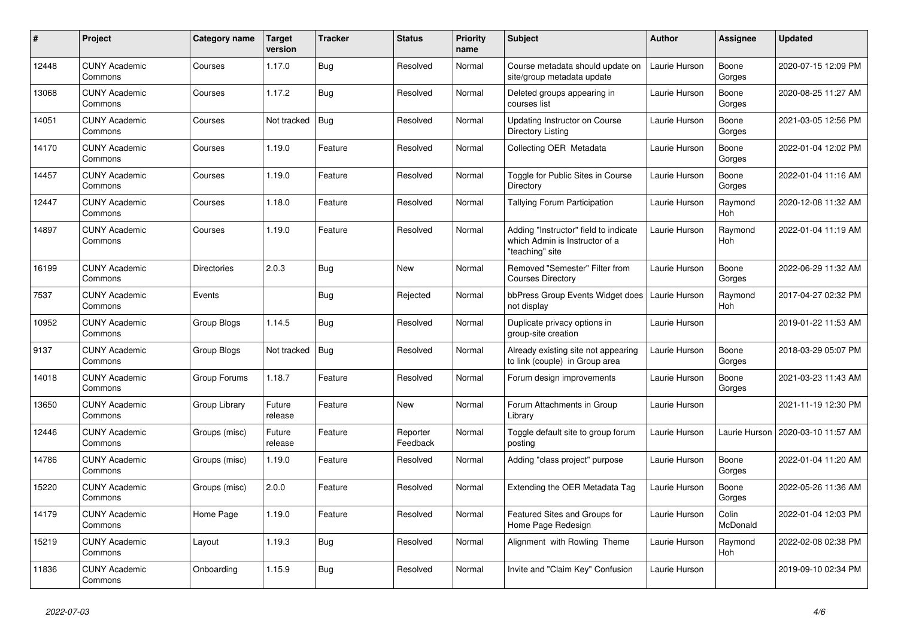| # | Project | Category name | Target version | Tracker | Status | Priority name | Subject | Author | Assignee | Updated |
|---|---|---|---|---|---|---|---|---|---|---|
| 12448 | CUNY Academic Commons | Courses | 1.17.0 | Bug | Resolved | Normal | Course metadata should update on site/group metadata update | Laurie Hurson | Boone Gorges | 2020-07-15 12:09 PM |
| 13068 | CUNY Academic Commons | Courses | 1.17.2 | Bug | Resolved | Normal | Deleted groups appearing in courses list | Laurie Hurson | Boone Gorges | 2020-08-25 11:27 AM |
| 14051 | CUNY Academic Commons | Courses | Not tracked | Bug | Resolved | Normal | Updating Instructor on Course Directory Listing | Laurie Hurson | Boone Gorges | 2021-03-05 12:56 PM |
| 14170 | CUNY Academic Commons | Courses | 1.19.0 | Feature | Resolved | Normal | Collecting OER Metadata | Laurie Hurson | Boone Gorges | 2022-01-04 12:02 PM |
| 14457 | CUNY Academic Commons | Courses | 1.19.0 | Feature | Resolved | Normal | Toggle for Public Sites in Course Directory | Laurie Hurson | Boone Gorges | 2022-01-04 11:16 AM |
| 12447 | CUNY Academic Commons | Courses | 1.18.0 | Feature | Resolved | Normal | Tallying Forum Participation | Laurie Hurson | Raymond Hoh | 2020-12-08 11:32 AM |
| 14897 | CUNY Academic Commons | Courses | 1.19.0 | Feature | Resolved | Normal | Adding "Instructor" field to indicate which Admin is Instructor of a "teaching" site | Laurie Hurson | Raymond Hoh | 2022-01-04 11:19 AM |
| 16199 | CUNY Academic Commons | Directories | 2.0.3 | Bug | New | Normal | Removed "Semester" Filter from Courses Directory | Laurie Hurson | Boone Gorges | 2022-06-29 11:32 AM |
| 7537 | CUNY Academic Commons | Events | | Bug | Rejected | Normal | bbPress Group Events Widget does not display | Laurie Hurson | Raymond Hoh | 2017-04-27 02:32 PM |
| 10952 | CUNY Academic Commons | Group Blogs | 1.14.5 | Bug | Resolved | Normal | Duplicate privacy options in group-site creation | Laurie Hurson | | 2019-01-22 11:53 AM |
| 9137 | CUNY Academic Commons | Group Blogs | Not tracked | Bug | Resolved | Normal | Already existing site not appearing to link (couple) in Group area | Laurie Hurson | Boone Gorges | 2018-03-29 05:07 PM |
| 14018 | CUNY Academic Commons | Group Forums | 1.18.7 | Feature | Resolved | Normal | Forum design improvements | Laurie Hurson | Boone Gorges | 2021-03-23 11:43 AM |
| 13650 | CUNY Academic Commons | Group Library | Future release | Feature | New | Normal | Forum Attachments in Group Library | Laurie Hurson | | 2021-11-19 12:30 PM |
| 12446 | CUNY Academic Commons | Groups (misc) | Future release | Feature | Reporter Feedback | Normal | Toggle default site to group forum posting | Laurie Hurson | Laurie Hurson | 2020-03-10 11:57 AM |
| 14786 | CUNY Academic Commons | Groups (misc) | 1.19.0 | Feature | Resolved | Normal | Adding "class project" purpose | Laurie Hurson | Boone Gorges | 2022-01-04 11:20 AM |
| 15220 | CUNY Academic Commons | Groups (misc) | 2.0.0 | Feature | Resolved | Normal | Extending the OER Metadata Tag | Laurie Hurson | Boone Gorges | 2022-05-26 11:36 AM |
| 14179 | CUNY Academic Commons | Home Page | 1.19.0 | Feature | Resolved | Normal | Featured Sites and Groups for Home Page Redesign | Laurie Hurson | Colin McDonald | 2022-01-04 12:03 PM |
| 15219 | CUNY Academic Commons | Layout | 1.19.3 | Bug | Resolved | Normal | Alignment with Rowling Theme | Laurie Hurson | Raymond Hoh | 2022-02-08 02:38 PM |
| 11836 | CUNY Academic Commons | Onboarding | 1.15.9 | Bug | Resolved | Normal | Invite and "Claim Key" Confusion | Laurie Hurson | | 2019-09-10 02:34 PM |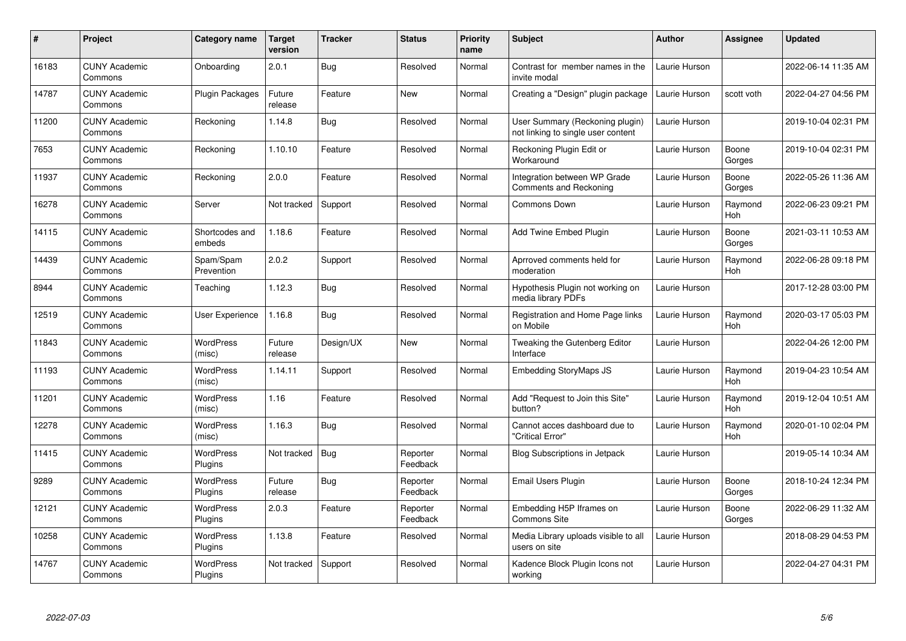| # | Project | Category name | Target version | Tracker | Status | Priority name | Subject | Author | Assignee | Updated |
| --- | --- | --- | --- | --- | --- | --- | --- | --- | --- | --- |
| 16183 | CUNY Academic Commons | Onboarding | 2.0.1 | Bug | Resolved | Normal | Contrast for member names in the invite modal | Laurie Hurson | | 2022-06-14 11:35 AM |
| 14787 | CUNY Academic Commons | Plugin Packages | Future release | Feature | New | Normal | Creating a "Design" plugin package | Laurie Hurson | scott voth | 2022-04-27 04:56 PM |
| 11200 | CUNY Academic Commons | Reckoning | 1.14.8 | Bug | Resolved | Normal | User Summary (Reckoning plugin) not linking to single user content | Laurie Hurson | | 2019-10-04 02:31 PM |
| 7653 | CUNY Academic Commons | Reckoning | 1.10.10 | Feature | Resolved | Normal | Reckoning Plugin Edit or Workaround | Laurie Hurson | Boone Gorges | 2019-10-04 02:31 PM |
| 11937 | CUNY Academic Commons | Reckoning | 2.0.0 | Feature | Resolved | Normal | Integration between WP Grade Comments and Reckoning | Laurie Hurson | Boone Gorges | 2022-05-26 11:36 AM |
| 16278 | CUNY Academic Commons | Server | Not tracked | Support | Resolved | Normal | Commons Down | Laurie Hurson | Raymond Hoh | 2022-06-23 09:21 PM |
| 14115 | CUNY Academic Commons | Shortcodes and embeds | 1.18.6 | Feature | Resolved | Normal | Add Twine Embed Plugin | Laurie Hurson | Boone Gorges | 2021-03-11 10:53 AM |
| 14439 | CUNY Academic Commons | Spam/Spam Prevention | 2.0.2 | Support | Resolved | Normal | Aprroved comments held for moderation | Laurie Hurson | Raymond Hoh | 2022-06-28 09:18 PM |
| 8944 | CUNY Academic Commons | Teaching | 1.12.3 | Bug | Resolved | Normal | Hypothesis Plugin not working on media library PDFs | Laurie Hurson | | 2017-12-28 03:00 PM |
| 12519 | CUNY Academic Commons | User Experience | 1.16.8 | Bug | Resolved | Normal | Registration and Home Page links on Mobile | Laurie Hurson | Raymond Hoh | 2020-03-17 05:03 PM |
| 11843 | CUNY Academic Commons | WordPress (misc) | Future release | Design/UX | New | Normal | Tweaking the Gutenberg Editor Interface | Laurie Hurson | | 2022-04-26 12:00 PM |
| 11193 | CUNY Academic Commons | WordPress (misc) | 1.14.11 | Support | Resolved | Normal | Embedding StoryMaps JS | Laurie Hurson | Raymond Hoh | 2019-04-23 10:54 AM |
| 11201 | CUNY Academic Commons | WordPress (misc) | 1.16 | Feature | Resolved | Normal | Add "Request to Join this Site" button? | Laurie Hurson | Raymond Hoh | 2019-12-04 10:51 AM |
| 12278 | CUNY Academic Commons | WordPress (misc) | 1.16.3 | Bug | Resolved | Normal | Cannot acces dashboard due to "Critical Error" | Laurie Hurson | Raymond Hoh | 2020-01-10 02:04 PM |
| 11415 | CUNY Academic Commons | WordPress Plugins | Not tracked | Bug | Reporter Feedback | Normal | Blog Subscriptions in Jetpack | Laurie Hurson | | 2019-05-14 10:34 AM |
| 9289 | CUNY Academic Commons | WordPress Plugins | Future release | Bug | Reporter Feedback | Normal | Email Users Plugin | Laurie Hurson | Boone Gorges | 2018-10-24 12:34 PM |
| 12121 | CUNY Academic Commons | WordPress Plugins | 2.0.3 | Feature | Reporter Feedback | Normal | Embedding H5P Iframes on Commons Site | Laurie Hurson | Boone Gorges | 2022-06-29 11:32 AM |
| 10258 | CUNY Academic Commons | WordPress Plugins | 1.13.8 | Feature | Resolved | Normal | Media Library uploads visible to all users on site | Laurie Hurson | | 2018-08-29 04:53 PM |
| 14767 | CUNY Academic Commons | WordPress Plugins | Not tracked | Support | Resolved | Normal | Kadence Block Plugin Icons not working | Laurie Hurson | | 2022-04-27 04:31 PM |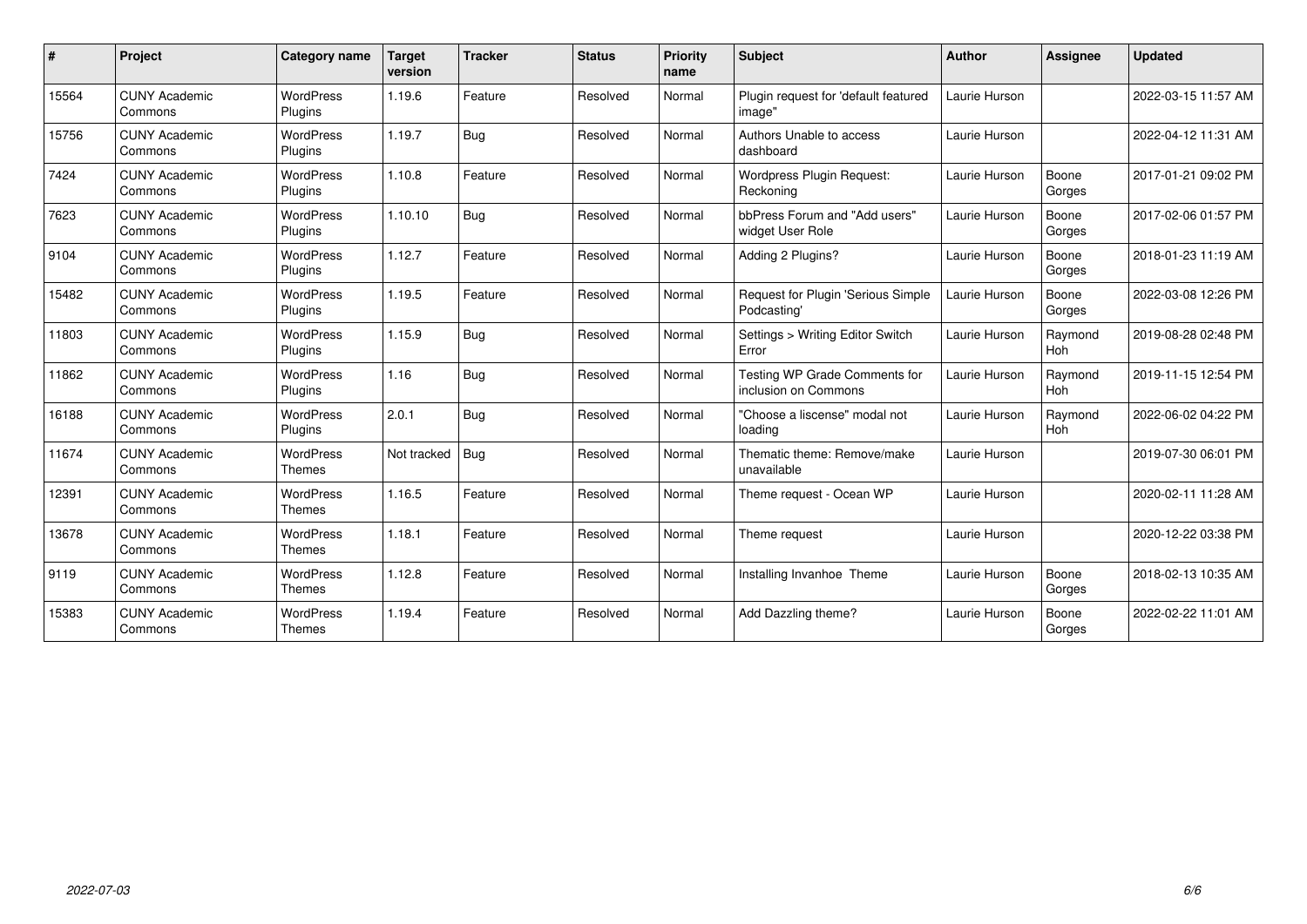| # | Project | Category name | Target version | Tracker | Status | Priority name | Subject | Author | Assignee | Updated |
|---|---|---|---|---|---|---|---|---|---|---|
| 15564 | CUNY Academic Commons | WordPress Plugins | 1.19.6 | Feature | Resolved | Normal | Plugin request for 'default featured image" | Laurie Hurson | | 2022-03-15 11:57 AM |
| 15756 | CUNY Academic Commons | WordPress Plugins | 1.19.7 | Bug | Resolved | Normal | Authors Unable to access dashboard | Laurie Hurson | | 2022-04-12 11:31 AM |
| 7424 | CUNY Academic Commons | WordPress Plugins | 1.10.8 | Feature | Resolved | Normal | Wordpress Plugin Request: Reckoning | Laurie Hurson | Boone Gorges | 2017-01-21 09:02 PM |
| 7623 | CUNY Academic Commons | WordPress Plugins | 1.10.10 | Bug | Resolved | Normal | bbPress Forum and "Add users" widget User Role | Laurie Hurson | Boone Gorges | 2017-02-06 01:57 PM |
| 9104 | CUNY Academic Commons | WordPress Plugins | 1.12.7 | Feature | Resolved | Normal | Adding 2 Plugins? | Laurie Hurson | Boone Gorges | 2018-01-23 11:19 AM |
| 15482 | CUNY Academic Commons | WordPress Plugins | 1.19.5 | Feature | Resolved | Normal | Request for Plugin 'Serious Simple Podcasting' | Laurie Hurson | Boone Gorges | 2022-03-08 12:26 PM |
| 11803 | CUNY Academic Commons | WordPress Plugins | 1.15.9 | Bug | Resolved | Normal | Settings > Writing Editor Switch Error | Laurie Hurson | Raymond Hoh | 2019-08-28 02:48 PM |
| 11862 | CUNY Academic Commons | WordPress Plugins | 1.16 | Bug | Resolved | Normal | Testing WP Grade Comments for inclusion on Commons | Laurie Hurson | Raymond Hoh | 2019-11-15 12:54 PM |
| 16188 | CUNY Academic Commons | WordPress Plugins | 2.0.1 | Bug | Resolved | Normal | "Choose a liscense" modal not loading | Laurie Hurson | Raymond Hoh | 2022-06-02 04:22 PM |
| 11674 | CUNY Academic Commons | WordPress Themes | Not tracked | Bug | Resolved | Normal | Thematic theme: Remove/make unavailable | Laurie Hurson | | 2019-07-30 06:01 PM |
| 12391 | CUNY Academic Commons | WordPress Themes | 1.16.5 | Feature | Resolved | Normal | Theme request - Ocean WP | Laurie Hurson | | 2020-02-11 11:28 AM |
| 13678 | CUNY Academic Commons | WordPress Themes | 1.18.1 | Feature | Resolved | Normal | Theme request | Laurie Hurson | | 2020-12-22 03:38 PM |
| 9119 | CUNY Academic Commons | WordPress Themes | 1.12.8 | Feature | Resolved | Normal | Installing Invanhoe Theme | Laurie Hurson | Boone Gorges | 2018-02-13 10:35 AM |
| 15383 | CUNY Academic Commons | WordPress Themes | 1.19.4 | Feature | Resolved | Normal | Add Dazzling theme? | Laurie Hurson | Boone Gorges | 2022-02-22 11:01 AM |